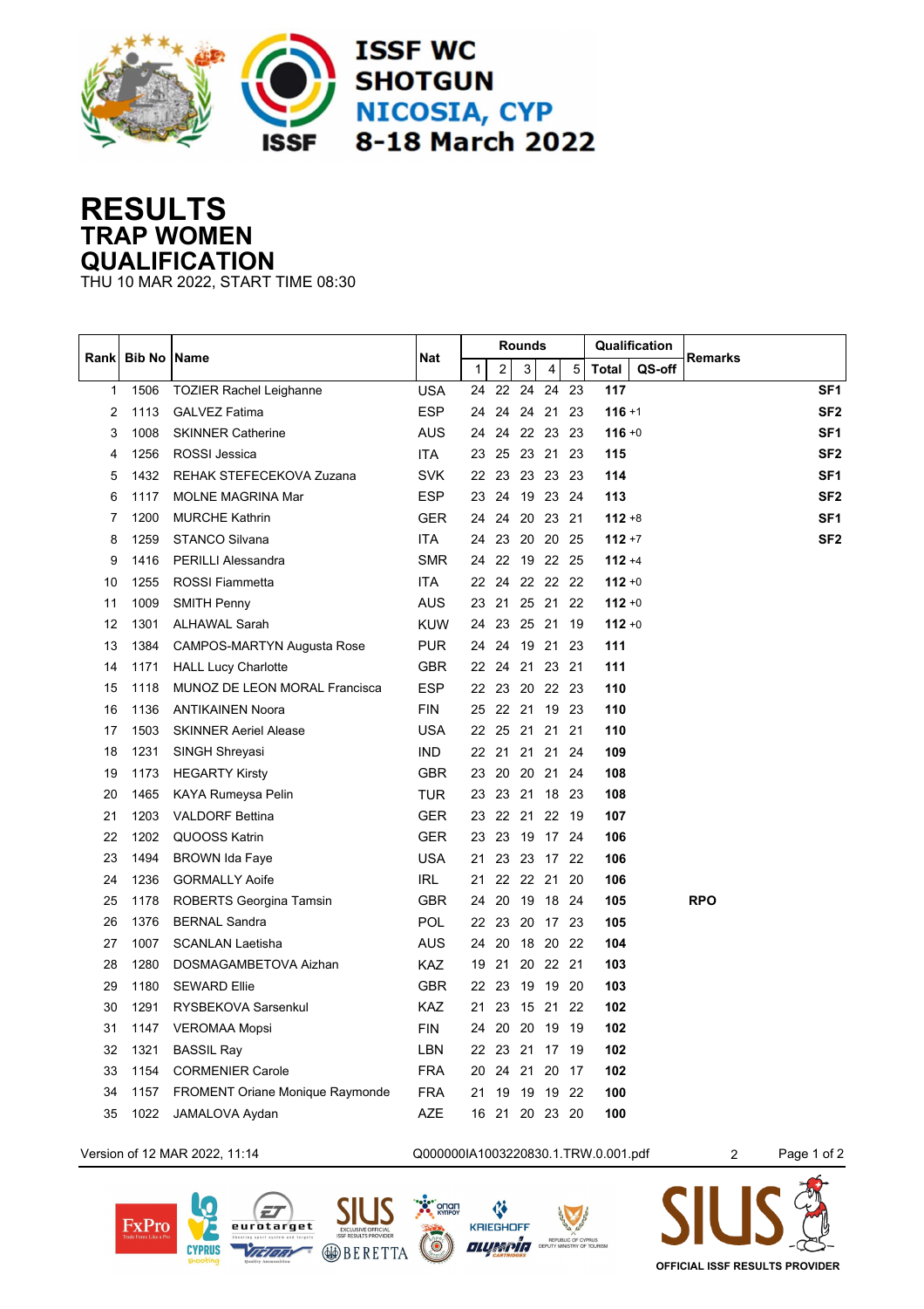ISSF WC SHOTGUN
NICOSIA, CYP
8-18 March 2022

# RESULTS
## TRAP WOMEN
## QUALIFICATION
THU 10 MAR 2022, START TIME 08:30

| Rank | Bib No | Name | Nat | Rounds | | | | | Qualification | | Remarks | |
|---|---|---|---|---|---|---|---|---|---|---|---|---|
| | | | | 1 | 2 | 3 | 4 | 5 | Total | QS-off | | |
| 1 | 1506 | TOZIER Rachel Leighanne | USA | 24 | 22 | 24 | 24 | 23 | 117 | | | SF1 |
| 2 | 1113 | GALVEZ Fatima | ESP | 24 | 24 | 24 | 21 | 23 | 116 | +1 | | SF2 |
| 3 | 1008 | SKINNER Catherine | AUS | 24 | 24 | 22 | 23 | 23 | 116 | +0 | | SF1 |
| 4 | 1256 | ROSSI Jessica | ITA | 23 | 25 | 23 | 21 | 23 | 115 | | | SF2 |
| 5 | 1432 | REHAK STEFECEKOVA Zuzana | SVK | 22 | 23 | 23 | 23 | 23 | 114 | | | SF1 |
| 6 | 1117 | MOLNE MAGRINA Mar | ESP | 23 | 24 | 19 | 23 | 24 | 113 | | | SF2 |
| 7 | 1200 | MURCHE Kathrin | GER | 24 | 24 | 20 | 23 | 21 | 112 | +8 | | SF1 |
| 8 | 1259 | STANCO Silvana | ITA | 24 | 23 | 20 | 20 | 25 | 112 | +7 | | SF2 |
| 9 | 1416 | PERILLI Alessandra | SMR | 24 | 22 | 19 | 22 | 25 | 112 | +4 | | |
| 10 | 1255 | ROSSI Fiammetta | ITA | 22 | 24 | 22 | 22 | 22 | 112 | +0 | | |
| 11 | 1009 | SMITH Penny | AUS | 23 | 21 | 25 | 21 | 22 | 112 | +0 | | |
| 12 | 1301 | ALHAWAL Sarah | KUW | 24 | 23 | 25 | 21 | 19 | 112 | +0 | | |
| 13 | 1384 | CAMPOS-MARTYN Augusta Rose | PUR | 24 | 24 | 19 | 21 | 23 | 111 | | | |
| 14 | 1171 | HALL Lucy Charlotte | GBR | 22 | 24 | 21 | 23 | 21 | 111 | | | |
| 15 | 1118 | MUNOZ DE LEON MORAL Francisca | ESP | 22 | 23 | 20 | 22 | 23 | 110 | | | |
| 16 | 1136 | ANTIKAINEN Noora | FIN | 25 | 22 | 21 | 19 | 23 | 110 | | | |
| 17 | 1503 | SKINNER Aeriel Alease | USA | 22 | 25 | 21 | 21 | 21 | 110 | | | |
| 18 | 1231 | SINGH Shreyasi | IND | 22 | 21 | 21 | 21 | 24 | 109 | | | |
| 19 | 1173 | HEGARTY Kirsty | GBR | 23 | 20 | 20 | 21 | 24 | 108 | | | |
| 20 | 1465 | KAYA Rumeysa Pelin | TUR | 23 | 23 | 21 | 18 | 23 | 108 | | | |
| 21 | 1203 | VALDORF Bettina | GER | 23 | 22 | 21 | 22 | 19 | 107 | | | |
| 22 | 1202 | QUOOSS Katrin | GER | 23 | 23 | 19 | 17 | 24 | 106 | | | |
| 23 | 1494 | BROWN Ida Faye | USA | 21 | 23 | 23 | 17 | 22 | 106 | | | |
| 24 | 1236 | GORMALLY Aoife | IRL | 21 | 22 | 22 | 21 | 20 | 106 | | | |
| 25 | 1178 | ROBERTS Georgina Tamsin | GBR | 24 | 20 | 19 | 18 | 24 | 105 | | RPO | |
| 26 | 1376 | BERNAL Sandra | POL | 22 | 23 | 20 | 17 | 23 | 105 | | | |
| 27 | 1007 | SCANLAN Laetisha | AUS | 24 | 20 | 18 | 20 | 22 | 104 | | | |
| 28 | 1280 | DOSMAGAMBETOVA Aizhan | KAZ | 19 | 21 | 20 | 22 | 21 | 103 | | | |
| 29 | 1180 | SEWARD Ellie | GBR | 22 | 23 | 19 | 19 | 20 | 103 | | | |
| 30 | 1291 | RYSBEKOVA Sarsenkul | KAZ | 21 | 23 | 15 | 21 | 22 | 102 | | | |
| 31 | 1147 | VEROMAA Mopsi | FIN | 24 | 20 | 20 | 19 | 19 | 102 | | | |
| 32 | 1321 | BASSIL Ray | LBN | 22 | 23 | 21 | 17 | 19 | 102 | | | |
| 33 | 1154 | CORMENIER Carole | FRA | 20 | 24 | 21 | 20 | 17 | 102 | | | |
| 34 | 1157 | FROMENT Oriane Monique Raymonde | FRA | 21 | 19 | 19 | 19 | 22 | 100 | | | |
| 35 | 1022 | JAMALOVA Aydan | AZE | 16 | 21 | 20 | 23 | 20 | 100 | | | |

Version of 12 MAR 2022, 11:14 Q000000IA1003220830.1.TRW.0.001.pdf 2

OFFICIAL ISSF RESULTS PROVIDER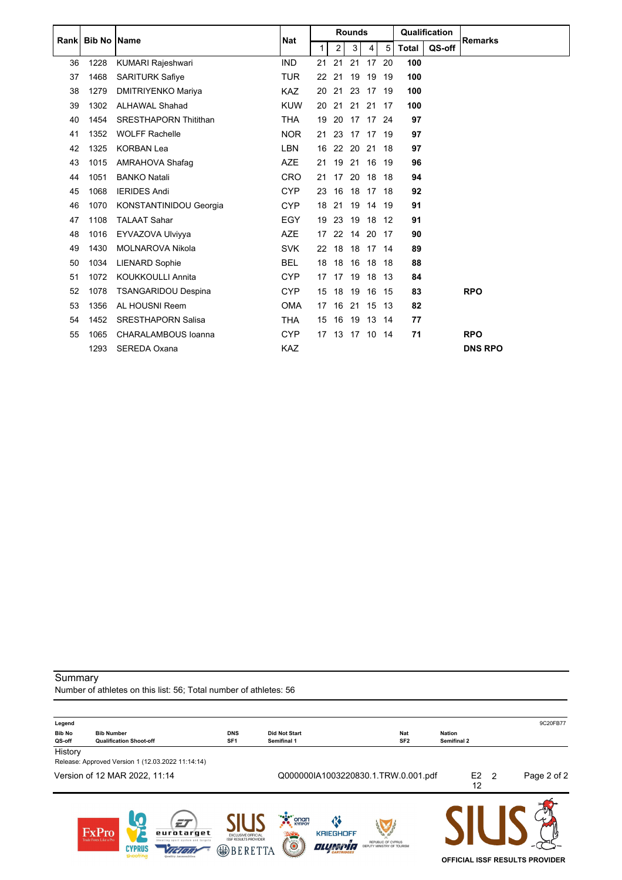| Rank | Bib No | Name | Nat | Rounds | | | | | Qualification | | Remarks |
|---|---|---|---|---|---|---|---|---|---|---|---|
| | | | | 1 | 2 | 3 | 4 | 5 | Total | QS-off | |
| 36 | 1228 | KUMARI Rajeshwari | IND | 21 | 21 | 21 | 17 | 20 | **100** | | |
| 37 | 1468 | SARITURK Safiye | TUR | 22 | 21 | 19 | 19 | 19 | **100** | | |
| 38 | 1279 | DMITRIYENKO Mariya | KAZ | 20 | 21 | 23 | 17 | 19 | **100** | | |
| 39 | 1302 | ALHAWAL Shahad | KUW | 20 | 21 | 21 | 21 | 17 | **100** | | |
| 40 | 1454 | SRESTHAPORN Thitithan | THA | 19 | 20 | 17 | 17 | 24 | **97** | | |
| 41 | 1352 | WOLFF Rachelle | NOR | 21 | 23 | 17 | 17 | 19 | **97** | | |
| 42 | 1325 | KORBAN Lea | LBN | 16 | 22 | 20 | 21 | 18 | **97** | | |
| 43 | 1015 | AMRAHOVA Shafag | AZE | 21 | 19 | 21 | 16 | 19 | **96** | | |
| 44 | 1051 | BANKO Natali | CRO | 21 | 17 | 20 | 18 | 18 | **94** | | |
| 45 | 1068 | IERIDES Andi | CYP | 23 | 16 | 18 | 17 | 18 | **92** | | |
| 46 | 1070 | KONSTANTINIDOU Georgia | CYP | 18 | 21 | 19 | 14 | 19 | **91** | | |
| 47 | 1108 | TALAAT Sahar | EGY | 19 | 23 | 19 | 18 | 12 | **91** | | |
| 48 | 1016 | EYVAZOVA Ulviyya | AZE | 17 | 22 | 14 | 20 | 17 | **90** | | |
| 49 | 1430 | MOLNAROVA Nikola | SVK | 22 | 18 | 18 | 17 | 14 | **89** | | |
| 50 | 1034 | LIENARD Sophie | BEL | 18 | 18 | 16 | 18 | 18 | **88** | | |
| 51 | 1072 | KOUKKOULLI Annita | CYP | 17 | 17 | 19 | 18 | 13 | **84** | | |
| 52 | 1078 | TSANGARIDOU Despina | CYP | 15 | 18 | 19 | 16 | 15 | **83** | | **RPO** |
| 53 | 1356 | AL HOUSNI Reem | OMA | 17 | 16 | 21 | 15 | 13 | **82** | | |
| 54 | 1452 | SRESTHAPORN Salisa | THA | 15 | 16 | 19 | 13 | 14 | **77** | | |
| 55 | 1065 | CHARALAMBOUS Ioanna | CYP | 17 | 13 | 17 | 10 | 14 | **71** | | **RPO** |
| | 1293 | SEREDA Oxana | KAZ | | | | | | | | **DNS RPO** |

Summary

Number of athletes on this list: 56; Total number of athletes: 56

**Legend**

| | | | | | | | |
|---|---|---|---|---|---|---|---|
| **Bib No** | **Bib Number** | **DNS** | **Did Not Start** | **Nat** | **Nation** | | |
| **QS-off** | **Qualification Shoot-off** | **SF1** | **Semifinal 1** | **SF2** | **Semifinal 2** | | |

9C20FB77

History

Release: Approved Version 1 (12.03.2022 11:14:14)

Version of 12 MAR 2022, 11:14 Q000000IA1003220830.1.TRW.0.001.pdf E2 12 2

OFFICIAL ISSF RESULTS PROVIDER